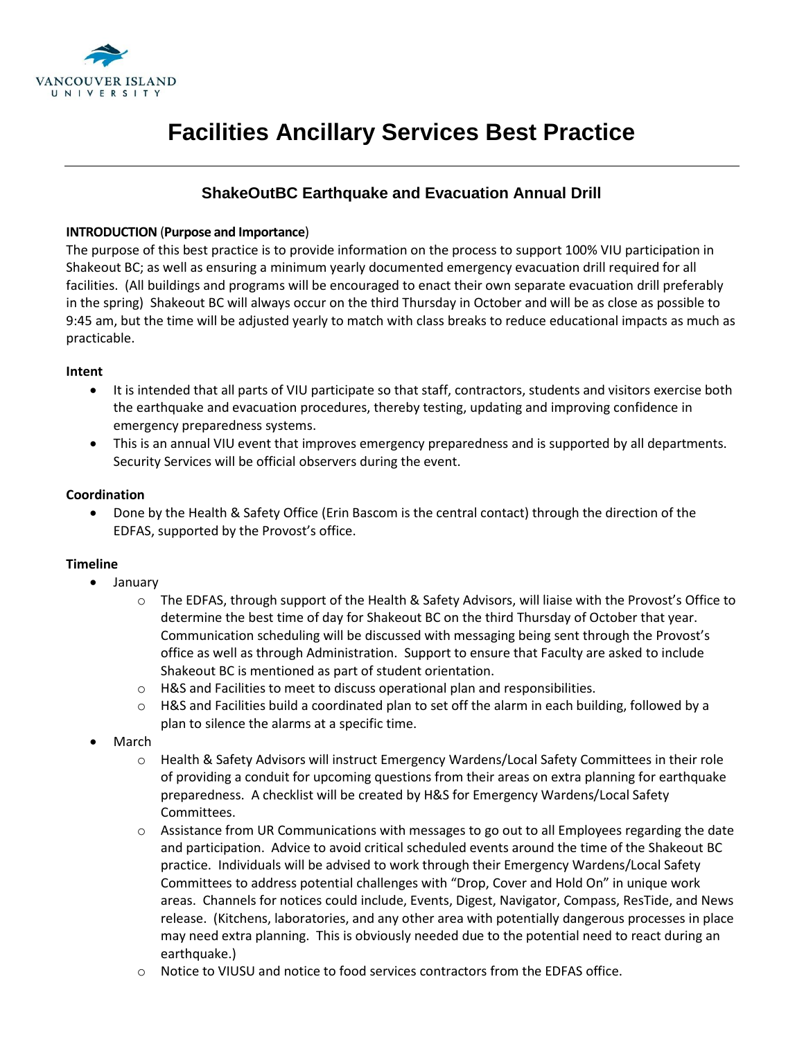# Facilities Ancillary Services Best Practice

## ShakeOutBC Earthquake and Evacuation Annual Drill

**INTRODUCTION** (**Purpose and Importance**)

The purpose of this best practice is to provide information on the process to support 100% VIU participation in Shakeout BC; as well as ensuring a minimum yearly documented emergency evacuation drill required for all facilities. (All buildings and programs will be encouraged to enact their own separate evacuation drill preferably in the spring) Shakeout BC will always occur on the third Thursday in October and will be as close as possible to 9:45 am, but the time will be adjusted yearly to match with class breaks to reduce educational impacts as much as practicable.

**Intent**

- It is intended that all parts of VIU participate so that staff, contractors, students and visitors exercise both the earthquake and evacuation procedures, thereby testing, updating and improving confidence in emergency preparedness systems.
- This is an annual VIU event that improves emergency preparedness and is supported by all departments. Security Services will be official observers during the event.

**Coordination**

- Done by the Health & Safety Office (Erin Bascom is the central contact) through the direction of the EDFAS, supported by the Provost's office.

**Timeline**

- January
  - The EDFAS, through support of the Health & Safety Advisors, will liaise with the Provost's Office to determine the best time of day for Shakeout BC on the third Thursday of October that year. Communication scheduling will be discussed with messaging being sent through the Provost's office as well as through Administration. Support to ensure that Faculty are asked to include Shakeout BC is mentioned as part of student orientation.
  - H&S and Facilities to meet to discuss operational plan and responsibilities.
  - H&S and Facilities build a coordinated plan to set off the alarm in each building, followed by a plan to silence the alarms at a specific time.
- March
  - Health & Safety Advisors will instruct Emergency Wardens/Local Safety Committees in their role of providing a conduit for upcoming questions from their areas on extra planning for earthquake preparedness. A checklist will be created by H&S for Emergency Wardens/Local Safety Committees.
  - Assistance from UR Communications with messages to go out to all Employees regarding the date and participation. Advice to avoid critical scheduled events around the time of the Shakeout BC practice. Individuals will be advised to work through their Emergency Wardens/Local Safety Committees to address potential challenges with "Drop, Cover and Hold On" in unique work areas. Channels for notices could include, Events, Digest, Navigator, Compass, ResTide, and News release. (Kitchens, laboratories, and any other area with potentially dangerous processes in place may need extra planning. This is obviously needed due to the potential need to react during an earthquake.)
  - Notice to VIUSU and notice to food services contractors from the EDFAS office.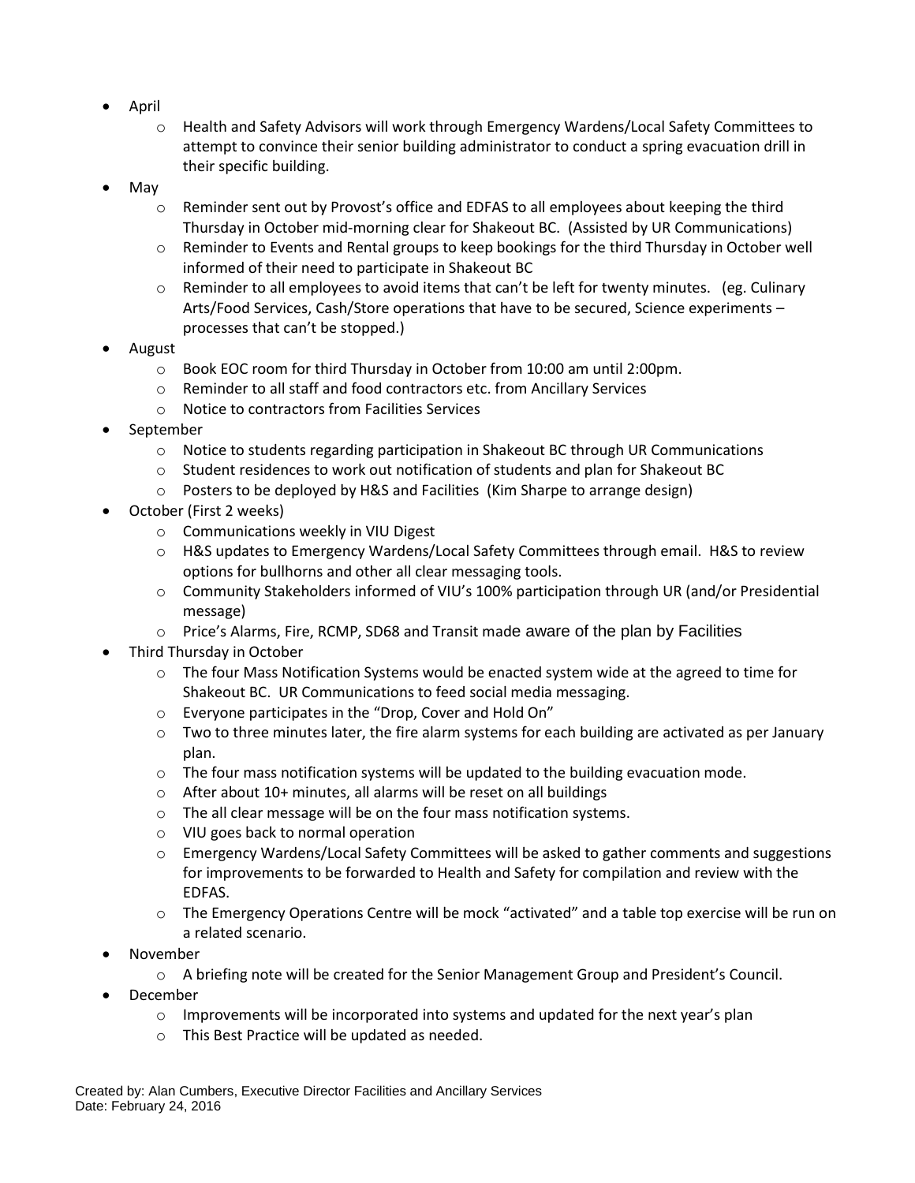- April
  - Health and Safety Advisors will work through Emergency Wardens/Local Safety Committees to attempt to convince their senior building administrator to conduct a spring evacuation drill in their specific building.
- May
  - Reminder sent out by Provost's office and EDFAS to all employees about keeping the third Thursday in October mid-morning clear for Shakeout BC. (Assisted by UR Communications)
  - Reminder to Events and Rental groups to keep bookings for the third Thursday in October well informed of their need to participate in Shakeout BC
  - Reminder to all employees to avoid items that can't be left for twenty minutes. (eg. Culinary Arts/Food Services, Cash/Store operations that have to be secured, Science experiments – processes that can't be stopped.)
- August
  - Book EOC room for third Thursday in October from 10:00 am until 2:00pm.
  - Reminder to all staff and food contractors etc. from Ancillary Services
  - Notice to contractors from Facilities Services
- September
  - Notice to students regarding participation in Shakeout BC through UR Communications
  - Student residences to work out notification of students and plan for Shakeout BC
  - Posters to be deployed by H&S and Facilities (Kim Sharpe to arrange design)
- October (First 2 weeks)
  - Communications weekly in VIU Digest
  - H&S updates to Emergency Wardens/Local Safety Committees through email. H&S to review options for bullhorns and other all clear messaging tools.
  - Community Stakeholders informed of VIU's 100% participation through UR (and/or Presidential message)
  - Price's Alarms, Fire, RCMP, SD68 and Transit made aware of the plan by Facilities
- Third Thursday in October
  - The four Mass Notification Systems would be enacted system wide at the agreed to time for Shakeout BC. UR Communications to feed social media messaging.
  - Everyone participates in the "Drop, Cover and Hold On"
  - Two to three minutes later, the fire alarm systems for each building are activated as per January plan.
  - The four mass notification systems will be updated to the building evacuation mode.
  - After about 10+ minutes, all alarms will be reset on all buildings
  - The all clear message will be on the four mass notification systems.
  - VIU goes back to normal operation
  - Emergency Wardens/Local Safety Committees will be asked to gather comments and suggestions for improvements to be forwarded to Health and Safety for compilation and review with the EDFAS.
  - The Emergency Operations Centre will be mock "activated" and a table top exercise will be run on a related scenario.
- November
  - A briefing note will be created for the Senior Management Group and President's Council.
- December
  - Improvements will be incorporated into systems and updated for the next year's plan
  - This Best Practice will be updated as needed.

Created by: Alan Cumbers, Executive Director Facilities and Ancillary Services
Date: February 24, 2016